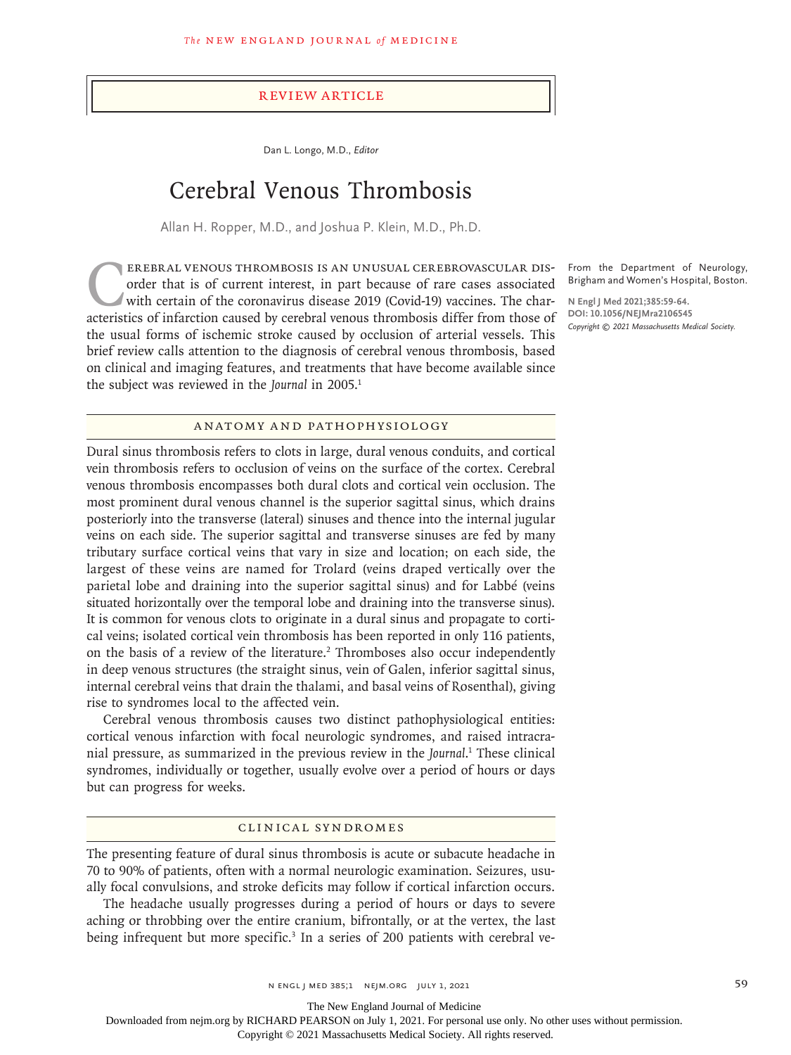Review Article

Dan L. Longo, M.D., *Editor*

# Cerebral Venous Thrombosis

Allan H. Ropper, M.D., and Joshua P. Klein, M.D., Ph.D.

From the Department of Neurology, Brigham and Women's Hospital, Boston.

**N Engl J Med 2021;385:59-64.**
**DOI: 10.1056/NEJMra2106545**
*Copyright © 2021 Massachusetts Medical Society.*

Cerebral venous thrombosis is an unusual cerebrovascular disorder that is of current interest, in part because of rare cases associated with certain of the coronavirus disease 2019 (Covid-19) vaccines. The characteristics of infarction caused by cerebral venous thrombosis differ from those of the usual forms of ischemic stroke caused by occlusion of arterial vessels. This brief review calls attention to the diagnosis of cerebral venous thrombosis, based on clinical and imaging features, and treatments that have become available since the subject was reviewed in the *Journal* in 2005.[1]

## Anatomy and Pathophysiology

Dural sinus thrombosis refers to clots in large, dural venous conduits, and cortical vein thrombosis refers to occlusion of veins on the surface of the cortex. Cerebral venous thrombosis encompasses both dural clots and cortical vein occlusion. The most prominent dural venous channel is the superior sagittal sinus, which drains posteriorly into the transverse (lateral) sinuses and thence into the internal jugular veins on each side. The superior sagittal and transverse sinuses are fed by many tributary surface cortical veins that vary in size and location; on each side, the largest of these veins are named for Trolard (veins draped vertically over the parietal lobe and draining into the superior sagittal sinus) and for Labbé (veins situated horizontally over the temporal lobe and draining into the transverse sinus). It is common for venous clots to originate in a dural sinus and propagate to cortical veins; isolated cortical vein thrombosis has been reported in only 116 patients, on the basis of a review of the literature.[2] Thromboses also occur independently in deep venous structures (the straight sinus, vein of Galen, inferior sagittal sinus, internal cerebral veins that drain the thalami, and basal veins of Rosenthal), giving rise to syndromes local to the affected vein.

Cerebral venous thrombosis causes two distinct pathophysiological entities: cortical venous infarction with focal neurologic syndromes, and raised intracranial pressure, as summarized in the previous review in the *Journal*.[1] These clinical syndromes, individually or together, usually evolve over a period of hours or days but can progress for weeks.

## Clinical Syndromes

The presenting feature of dural sinus thrombosis is acute or subacute headache in 70 to 90% of patients, often with a normal neurologic examination. Seizures, usually focal convulsions, and stroke deficits may follow if cortical infarction occurs.

The headache usually progresses during a period of hours or days to severe aching or throbbing over the entire cranium, bifrontally, or at the vertex, the last being infrequent but more specific.[3] In a series of 200 patients with cerebral ve-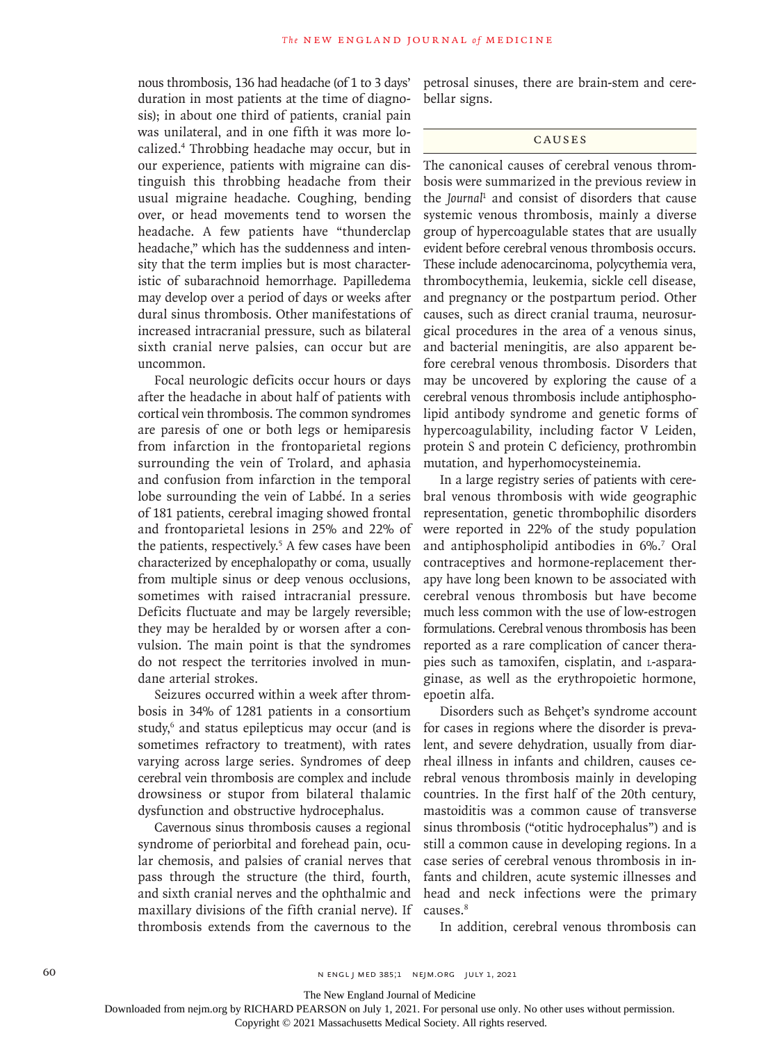nous thrombosis, 136 had headache (of 1 to 3 days' duration in most patients at the time of diagnosis); in about one third of patients, cranial pain was unilateral, and in one fifth it was more localized.[4] Throbbing headache may occur, but in our experience, patients with migraine can distinguish this throbbing headache from their usual migraine headache. Coughing, bending over, or head movements tend to worsen the headache. A few patients have "thunderclap headache," which has the suddenness and intensity that the term implies but is most characteristic of subarachnoid hemorrhage. Papilledema may develop over a period of days or weeks after dural sinus thrombosis. Other manifestations of increased intracranial pressure, such as bilateral sixth cranial nerve palsies, can occur but are uncommon.

Focal neurologic deficits occur hours or days after the headache in about half of patients with cortical vein thrombosis. The common syndromes are paresis of one or both legs or hemiparesis from infarction in the frontoparietal regions surrounding the vein of Trolard, and aphasia and confusion from infarction in the temporal lobe surrounding the vein of Labbé. In a series of 181 patients, cerebral imaging showed frontal and frontoparietal lesions in 25% and 22% of the patients, respectively.[5] A few cases have been characterized by encephalopathy or coma, usually from multiple sinus or deep venous occlusions, sometimes with raised intracranial pressure. Deficits fluctuate and may be largely reversible; they may be heralded by or worsen after a convulsion. The main point is that the syndromes do not respect the territories involved in mundane arterial strokes.

Seizures occurred within a week after thrombosis in 34% of 1281 patients in a consortium study,[6] and status epilepticus may occur (and is sometimes refractory to treatment), with rates varying across large series. Syndromes of deep cerebral vein thrombosis are complex and include drowsiness or stupor from bilateral thalamic dysfunction and obstructive hydrocephalus.

Cavernous sinus thrombosis causes a regional syndrome of periorbital and forehead pain, ocular chemosis, and palsies of cranial nerves that pass through the structure (the third, fourth, and sixth cranial nerves and the ophthalmic and maxillary divisions of the fifth cranial nerve). If thrombosis extends from the cavernous to the petrosal sinuses, there are brain-stem and cerebellar signs.

## Causes

The canonical causes of cerebral venous thrombosis were summarized in the previous review in the *Journal*[1] and consist of disorders that cause systemic venous thrombosis, mainly a diverse group of hypercoagulable states that are usually evident before cerebral venous thrombosis occurs. These include adenocarcinoma, polycythemia vera, thrombocythemia, leukemia, sickle cell disease, and pregnancy or the postpartum period. Other causes, such as direct cranial trauma, neurosurgical procedures in the area of a venous sinus, and bacterial meningitis, are also apparent before cerebral venous thrombosis. Disorders that may be uncovered by exploring the cause of a cerebral venous thrombosis include antiphospholipid antibody syndrome and genetic forms of hypercoagulability, including factor V Leiden, protein S and protein C deficiency, prothrombin mutation, and hyperhomocysteinemia.

In a large registry series of patients with cerebral venous thrombosis with wide geographic representation, genetic thrombophilic disorders were reported in 22% of the study population and antiphospholipid antibodies in 6%.[7] Oral contraceptives and hormone-replacement therapy have long been known to be associated with cerebral venous thrombosis but have become much less common with the use of low-estrogen formulations. Cerebral venous thrombosis has been reported as a rare complication of cancer therapies such as tamoxifen, cisplatin, and L-asparaginase, as well as the erythropoietic hormone, epoetin alfa.

Disorders such as Behçet's syndrome account for cases in regions where the disorder is prevalent, and severe dehydration, usually from diarrheal illness in infants and children, causes cerebral venous thrombosis mainly in developing countries. In the first half of the 20th century, mastoiditis was a common cause of transverse sinus thrombosis ("otitic hydrocephalus") and is still a common cause in developing regions. In a case series of cerebral venous thrombosis in infants and children, acute systemic illnesses and head and neck infections were the primary causes.[8]

In addition, cerebral venous thrombosis can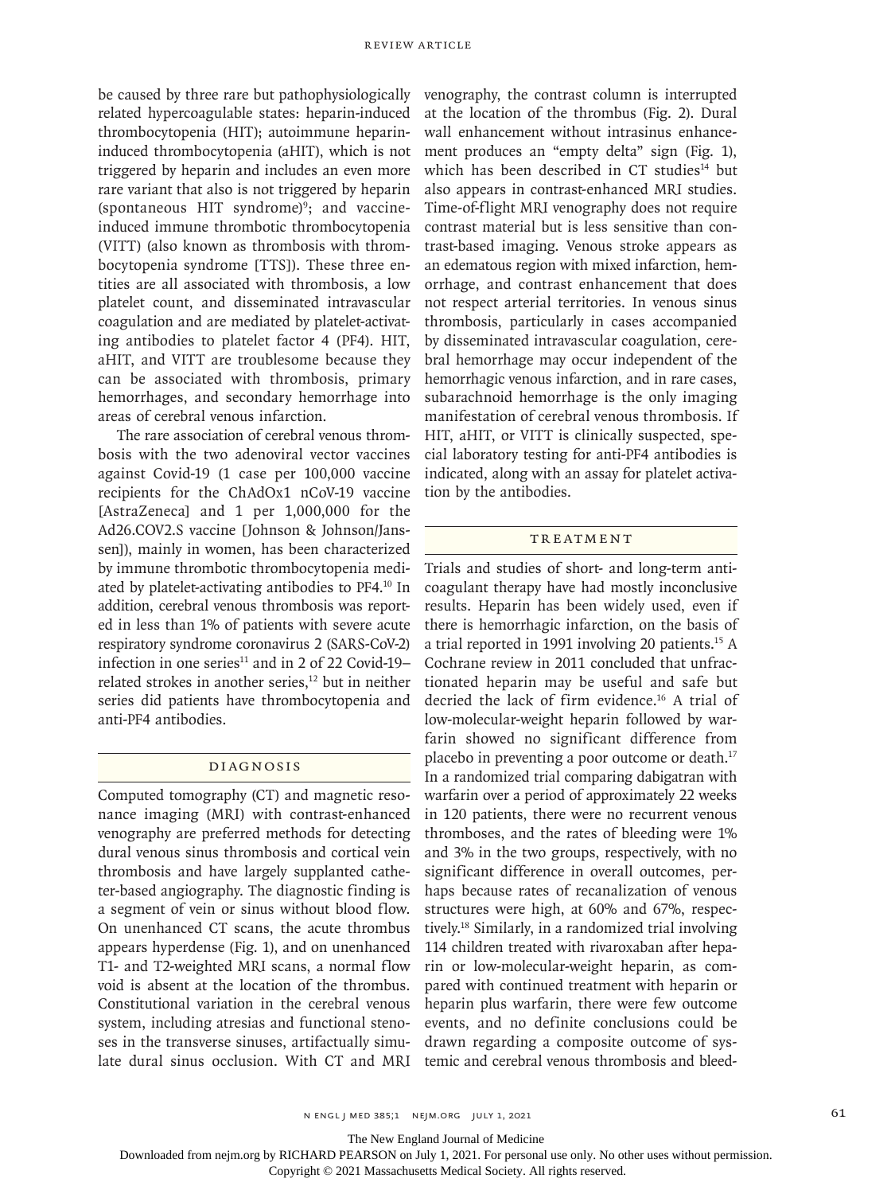be caused by three rare but pathophysiologically related hypercoagulable states: heparin-induced thrombocytopenia (HIT); autoimmune heparin-induced thrombocytopenia (aHIT), which is not triggered by heparin and includes an even more rare variant that also is not triggered by heparin (spontaneous HIT syndrome)[9]; and vaccine-induced immune thrombotic thrombocytopenia (VITT) (also known as thrombosis with thrombocytopenia syndrome [TTS]). These three entities are all associated with thrombosis, a low platelet count, and disseminated intravascular coagulation and are mediated by platelet-activating antibodies to platelet factor 4 (PF4). HIT, aHIT, and VITT are troublesome because they can be associated with thrombosis, primary hemorrhages, and secondary hemorrhage into areas of cerebral venous infarction.

The rare association of cerebral venous thrombosis with the two adenoviral vector vaccines against Covid-19 (1 case per 100,000 vaccine recipients for the ChAdOx1 nCoV-19 vaccine [AstraZeneca] and 1 per 1,000,000 for the Ad26.COV2.S vaccine [Johnson & Johnson/Janssen]), mainly in women, has been characterized by immune thrombotic thrombocytopenia mediated by platelet-activating antibodies to PF4.[10] In addition, cerebral venous thrombosis was reported in less than 1% of patients with severe acute respiratory syndrome coronavirus 2 (SARS-CoV-2) infection in one series[11] and in 2 of 22 Covid-19–related strokes in another series,[12] but in neither series did patients have thrombocytopenia and anti-PF4 antibodies.

## DIAGNOSIS

Computed tomography (CT) and magnetic resonance imaging (MRI) with contrast-enhanced venography are preferred methods for detecting dural venous sinus thrombosis and cortical vein thrombosis and have largely supplanted catheter-based angiography. The diagnostic finding is a segment of vein or sinus without blood flow. On unenhanced CT scans, the acute thrombus appears hyperdense (Fig. 1), and on unenhanced T1- and T2-weighted MRI scans, a normal flow void is absent at the location of the thrombus. Constitutional variation in the cerebral venous system, including atresias and functional stenoses in the transverse sinuses, artifactually simulate dural sinus occlusion. With CT and MRI venography, the contrast column is interrupted at the location of the thrombus (Fig. 2). Dural wall enhancement without intrasinus enhancement produces an "empty delta" sign (Fig. 1), which has been described in CT studies[14] but also appears in contrast-enhanced MRI studies. Time-of-flight MRI venography does not require contrast material but is less sensitive than contrast-based imaging. Venous stroke appears as an edematous region with mixed infarction, hemorrhage, and contrast enhancement that does not respect arterial territories. In venous sinus thrombosis, particularly in cases accompanied by disseminated intravascular coagulation, cerebral hemorrhage may occur independent of the hemorrhagic venous infarction, and in rare cases, subarachnoid hemorrhage is the only imaging manifestation of cerebral venous thrombosis. If HIT, aHIT, or VITT is clinically suspected, special laboratory testing for anti-PF4 antibodies is indicated, along with an assay for platelet activation by the antibodies.

## TREATMENT

Trials and studies of short- and long-term anticoagulant therapy have had mostly inconclusive results. Heparin has been widely used, even if there is hemorrhagic infarction, on the basis of a trial reported in 1991 involving 20 patients.[15] A Cochrane review in 2011 concluded that unfractionated heparin may be useful and safe but decried the lack of firm evidence.[16] A trial of low-molecular-weight heparin followed by warfarin showed no significant difference from placebo in preventing a poor outcome or death.[17] In a randomized trial comparing dabigatran with warfarin over a period of approximately 22 weeks in 120 patients, there were no recurrent venous thromboses, and the rates of bleeding were 1% and 3% in the two groups, respectively, with no significant difference in overall outcomes, perhaps because rates of recanalization of venous structures were high, at 60% and 67%, respectively.[18] Similarly, in a randomized trial involving 114 children treated with rivaroxaban after heparin or low-molecular-weight heparin, as compared with continued treatment with heparin or heparin plus warfarin, there were few outcome events, and no definite conclusions could be drawn regarding a composite outcome of systemic and cerebral venous thrombosis and bleed-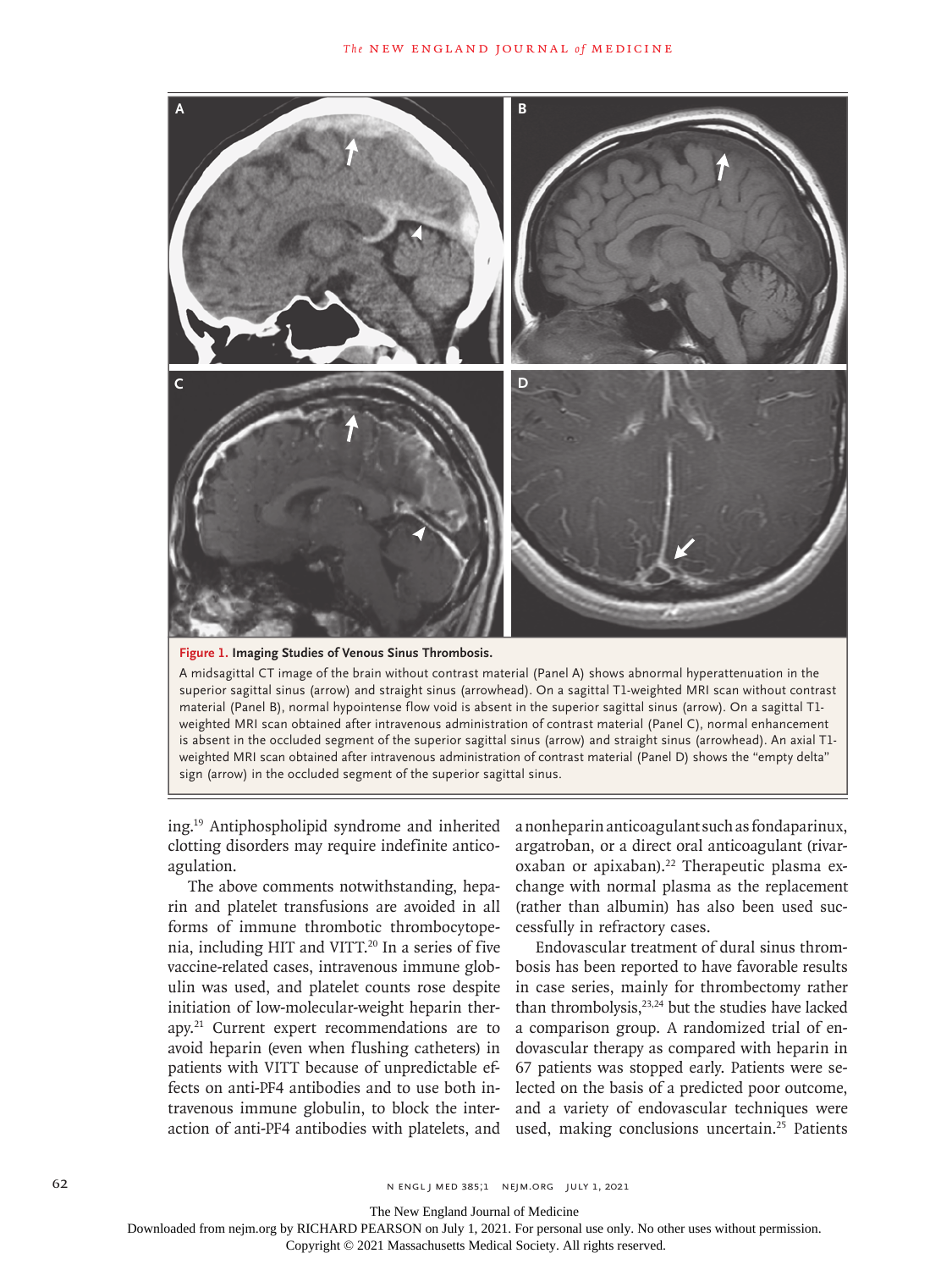**Figure 1. Imaging Studies of Venous Sinus Thrombosis.**

A midsagittal CT image of the brain without contrast material (Panel A) shows abnormal hyperattenuation in the superior sagittal sinus (arrow) and straight sinus (arrowhead). On a sagittal T1-weighted MRI scan without contrast material (Panel B), normal hypointense flow void is absent in the superior sagittal sinus (arrow). On a sagittal T1-weighted MRI scan obtained after intravenous administration of contrast material (Panel C), normal enhancement is absent in the occluded segment of the superior sagittal sinus (arrow) and straight sinus (arrowhead). An axial T1-weighted MRI scan obtained after intravenous administration of contrast material (Panel D) shows the "empty delta" sign (arrow) in the occluded segment of the superior sagittal sinus.

ing.[19] Antiphospholipid syndrome and inherited clotting disorders may require indefinite anticoagulation.

The above comments notwithstanding, heparin and platelet transfusions are avoided in all forms of immune thrombotic thrombocytopenia, including HIT and VITT.[20] In a series of five vaccine-related cases, intravenous immune globulin was used, and platelet counts rose despite initiation of low-molecular-weight heparin therapy.[21] Current expert recommendations are to avoid heparin (even when flushing catheters) in patients with VITT because of unpredictable effects on anti-PF4 antibodies and to use both intravenous immune globulin, to block the interaction of anti-PF4 antibodies with platelets, and a nonheparin anticoagulant such as fondaparinux, argatroban, or a direct oral anticoagulant (rivaroxaban or apixaban).[22] Therapeutic plasma exchange with normal plasma as the replacement (rather than albumin) has also been used successfully in refractory cases.

Endovascular treatment of dural sinus thrombosis has been reported to have favorable results in case series, mainly for thrombectomy rather than thrombolysis,[23,24] but the studies have lacked a comparison group. A randomized trial of endovascular therapy as compared with heparin in 67 patients was stopped early. Patients were selected on the basis of a predicted poor outcome, and a variety of endovascular techniques were used, making conclusions uncertain.[25] Patients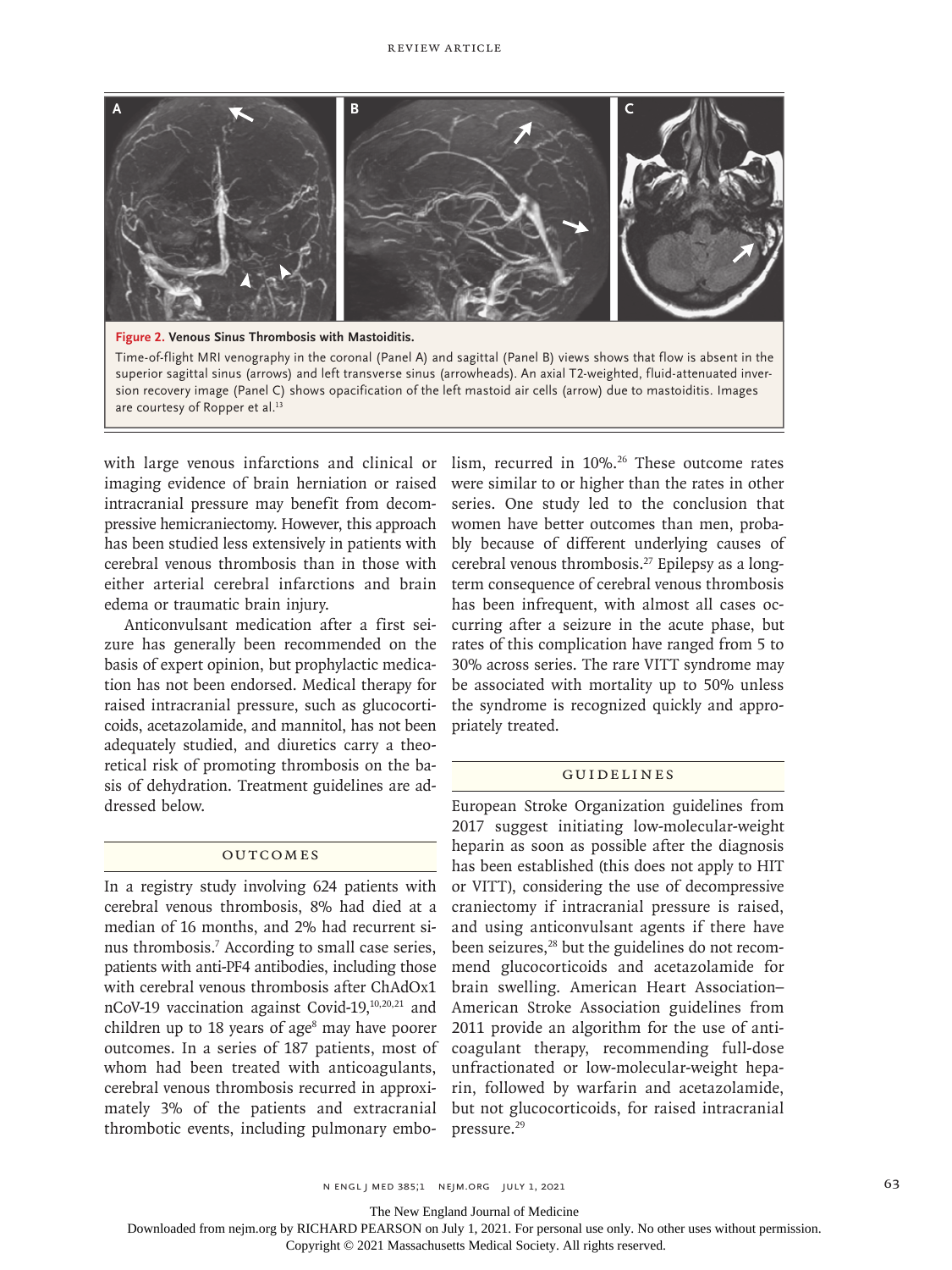**Figure 2. Venous Sinus Thrombosis with Mastoiditis.**

Time-of-flight MRI venography in the coronal (Panel A) and sagittal (Panel B) views shows that flow is absent in the superior sagittal sinus (arrows) and left transverse sinus (arrowheads). An axial T2-weighted, fluid-attenuated inversion recovery image (Panel C) shows opacification of the left mastoid air cells (arrow) due to mastoiditis. Images are courtesy of Ropper et al.[13]

with large venous infarctions and clinical or imaging evidence of brain herniation or raised intracranial pressure may benefit from decompressive hemicraniectomy. However, this approach has been studied less extensively in patients with cerebral venous thrombosis than in those with either arterial cerebral infarctions and brain edema or traumatic brain injury.

Anticonvulsant medication after a first seizure has generally been recommended on the basis of expert opinion, but prophylactic medication has not been endorsed. Medical therapy for raised intracranial pressure, such as glucocorticoids, acetazolamide, and mannitol, has not been adequately studied, and diuretics carry a theoretical risk of promoting thrombosis on the basis of dehydration. Treatment guidelines are addressed below.

## Outcomes

In a registry study involving 624 patients with cerebral venous thrombosis, 8% had died at a median of 16 months, and 2% had recurrent sinus thrombosis.[7] According to small case series, patients with anti-PF4 antibodies, including those with cerebral venous thrombosis after ChAdOx1 nCoV-19 vaccination against Covid-19,[10,20,21] and children up to 18 years of age[8] may have poorer outcomes. In a series of 187 patients, most of whom had been treated with anticoagulants, cerebral venous thrombosis recurred in approximately 3% of the patients and extracranial thrombotic events, including pulmonary embolism, recurred in 10%.[26] These outcome rates were similar to or higher than the rates in other series. One study led to the conclusion that women have better outcomes than men, probably because of different underlying causes of cerebral venous thrombosis.[27] Epilepsy as a long-term consequence of cerebral venous thrombosis has been infrequent, with almost all cases occurring after a seizure in the acute phase, but rates of this complication have ranged from 5 to 30% across series. The rare VITT syndrome may be associated with mortality up to 50% unless the syndrome is recognized quickly and appropriately treated.

## Guidelines

European Stroke Organization guidelines from 2017 suggest initiating low-molecular-weight heparin as soon as possible after the diagnosis has been established (this does not apply to HIT or VITT), considering the use of decompressive craniectomy if intracranial pressure is raised, and using anticonvulsant agents if there have been seizures,[28] but the guidelines do not recommend glucocorticoids and acetazolamide for brain swelling. American Heart Association–American Stroke Association guidelines from 2011 provide an algorithm for the use of anticoagulant therapy, recommending full-dose unfractionated or low-molecular-weight heparin, followed by warfarin and acetazolamide, but not glucocorticoids, for raised intracranial pressure.[29]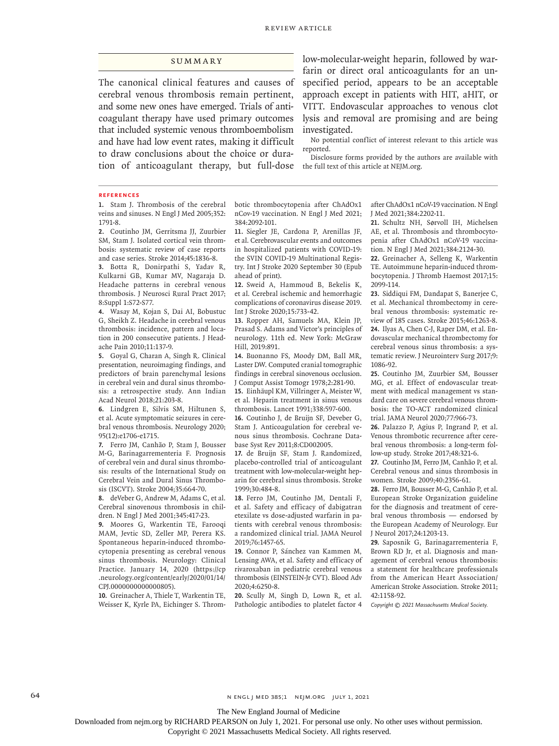## SUMMARY

The canonical clinical features and causes of cerebral venous thrombosis remain pertinent, and some new ones have emerged. Trials of anticoagulant therapy have used primary outcomes that included systemic venous thromboembolism and have had low event rates, making it difficult to draw conclusions about the choice or duration of anticoagulant therapy, but full-dose low-molecular-weight heparin, followed by warfarin or direct oral anticoagulants for an unspecified period, appears to be an acceptable approach except in patients with HIT, aHIT, or VITT. Endovascular approaches to venous clot lysis and removal are promising and are being investigated.

No potential conflict of interest relevant to this article was reported.

Disclosure forms provided by the authors are available with the full text of this article at NEJM.org.

## References

1. Stam J. Thrombosis of the cerebral veins and sinuses. N Engl J Med 2005;352:1791-8.
2. Coutinho JM, Gerritsma JJ, Zuurbier SM, Stam J. Isolated cortical vein thrombosis: systematic review of case reports and case series. Stroke 2014;45:1836-8.
3. Botta R, Donirpathi S, Yadav R, Kulkarni GB, Kumar MV, Nagaraja D. Headache patterns in cerebral venous thrombosis. J Neurosci Rural Pract 2017;8:Suppl 1:S72-S77.
4. Wasay M, Kojan S, Dai AI, Bobustuc G, Sheikh Z. Headache in cerebral venous thrombosis: incidence, pattern and location in 200 consecutive patients. J Headache Pain 2010;11:137-9.
5. Goyal G, Charan A, Singh R. Clinical presentation, neuroimaging findings, and predictors of brain parenchymal lesions in cerebral vein and dural sinus thrombosis: a retrospective study. Ann Indian Acad Neurol 2018;21:203-8.
6. Lindgren E, Silvis SM, Hiltunen S, et al. Acute symptomatic seizures in cerebral venous thrombosis. Neurology 2020;95(12):e1706-e1715.
7. Ferro JM, Canhão P, Stam J, Bousser M-G, Barinagarrementeria F. Prognosis of cerebral vein and dural sinus thrombosis: results of the International Study on Cerebral Vein and Dural Sinus Thrombosis (ISCVT). Stroke 2004;35:664-70.
8. deVeber G, Andrew M, Adams C, et al. Cerebral sinovenous thrombosis in children. N Engl J Med 2001;345:417-23.
9. Moores G, Warkentin TE, Farooqi MAM, Jevtic SD, Zeller MP, Perera KS. Spontaneous heparin-induced thrombocytopenia presenting as cerebral venous sinus thrombosis. Neurology: Clinical Practice. January 14, 2020 (https://cp.neurology.org/content/early/2020/01/14/CPJ.0000000000000805).
10. Greinacher A, Thiele T, Warkentin TE, Weisser K, Kyrle PA, Eichinger S. Thrombotic thrombocytopenia after ChAdOx1 nCov-19 vaccination. N Engl J Med 2021;384:2092-101.
11. Siegler JE, Cardona P, Arenillas JF, et al. Cerebrovascular events and outcomes in hospitalized patients with COVID-19: the SVIN COVID-19 Multinational Registry. Int J Stroke 2020 September 30 (Epub ahead of print).
12. Sweid A, Hammoud B, Bekelis K, et al. Cerebral ischemic and hemorrhagic complications of coronavirus disease 2019. Int J Stroke 2020;15:733-42.
13. Ropper AH, Samuels MA, Klein JP, Prasad S. Adams and Victor's principles of neurology. 11th ed. New York: McGraw Hill, 2019:891.
14. Buonanno FS, Moody DM, Ball MR, Laster DW. Computed cranial tomographic findings in cerebral sinovenous occlusion. J Comput Assist Tomogr 1978;2:281-90.
15. Einhäupl KM, Villringer A, Meister W, et al. Heparin treatment in sinus venous thrombosis. Lancet 1991;338:597-600.
16. Coutinho J, de Bruijn SF, Deveber G, Stam J. Anticoagulation for cerebral venous sinus thrombosis. Cochrane Database Syst Rev 2011;8:CD002005.
17. de Bruijn SF, Stam J. Randomized, placebo-controlled trial of anticoagulant treatment with low-molecular-weight heparin for cerebral sinus thrombosis. Stroke 1999;30:484-8.
18. Ferro JM, Coutinho JM, Dentali F, et al. Safety and efficacy of dabigatran etexilate vs dose-adjusted warfarin in patients with cerebral venous thrombosis: a randomized clinical trial. JAMA Neurol 2019;76:1457-65.
19. Connor P, Sánchez van Kammen M, Lensing AWA, et al. Safety and efficacy of rivaroxaban in pediatric cerebral venous thrombosis (EINSTEIN-Jr CVT). Blood Adv 2020;4:6250-8.
20. Scully M, Singh D, Lown R, et al. Pathologic antibodies to platelet factor 4 after ChAdOx1 nCoV-19 vaccination. N Engl J Med 2021;384:2202-11.
21. Schultz NH, Sørvoll IH, Michelsen AE, et al. Thrombosis and thrombocytopenia after ChAdOx1 nCoV-19 vaccination. N Engl J Med 2021;384:2124-30.
22. Greinacher A, Selleng K, Warkentin TE. Autoimmune heparin-induced thrombocytopenia. J Thromb Haemost 2017;15:2099-114.
23. Siddiqui FM, Dandapat S, Banerjee C, et al. Mechanical thrombectomy in cerebral venous thrombosis: systematic review of 185 cases. Stroke 2015;46:1263-8.
24. Ilyas A, Chen C-J, Raper DM, et al. Endovascular mechanical thrombectomy for cerebral venous sinus thrombosis: a systematic review. J Neurointerv Surg 2017;9:1086-92.
25. Coutinho JM, Zuurbier SM, Bousser MG, et al. Effect of endovascular treatment with medical management vs standard care on severe cerebral venous thrombosis: the TO-ACT randomized clinical trial. JAMA Neurol 2020;77:966-73.
26. Palazzo P, Agius P, Ingrand P, et al. Venous thrombotic recurrence after cerebral venous thrombosis: a long-term follow-up study. Stroke 2017;48:321-6.
27. Coutinho JM, Ferro JM, Canhão P, et al. Cerebral venous and sinus thrombosis in women. Stroke 2009;40:2356-61.
28. Ferro JM, Bousser M-G, Canhão P, et al. European Stroke Organization guideline for the diagnosis and treatment of cerebral venous thrombosis — endorsed by the European Academy of Neurology. Eur J Neurol 2017;24:1203-13.
29. Saposnik G, Barinagarrementeria F, Brown RD Jr, et al. Diagnosis and management of cerebral venous thrombosis: a statement for healthcare professionals from the American Heart Association/American Stroke Association. Stroke 2011;42:1158-92.

*Copyright © 2021 Massachusetts Medical Society.*